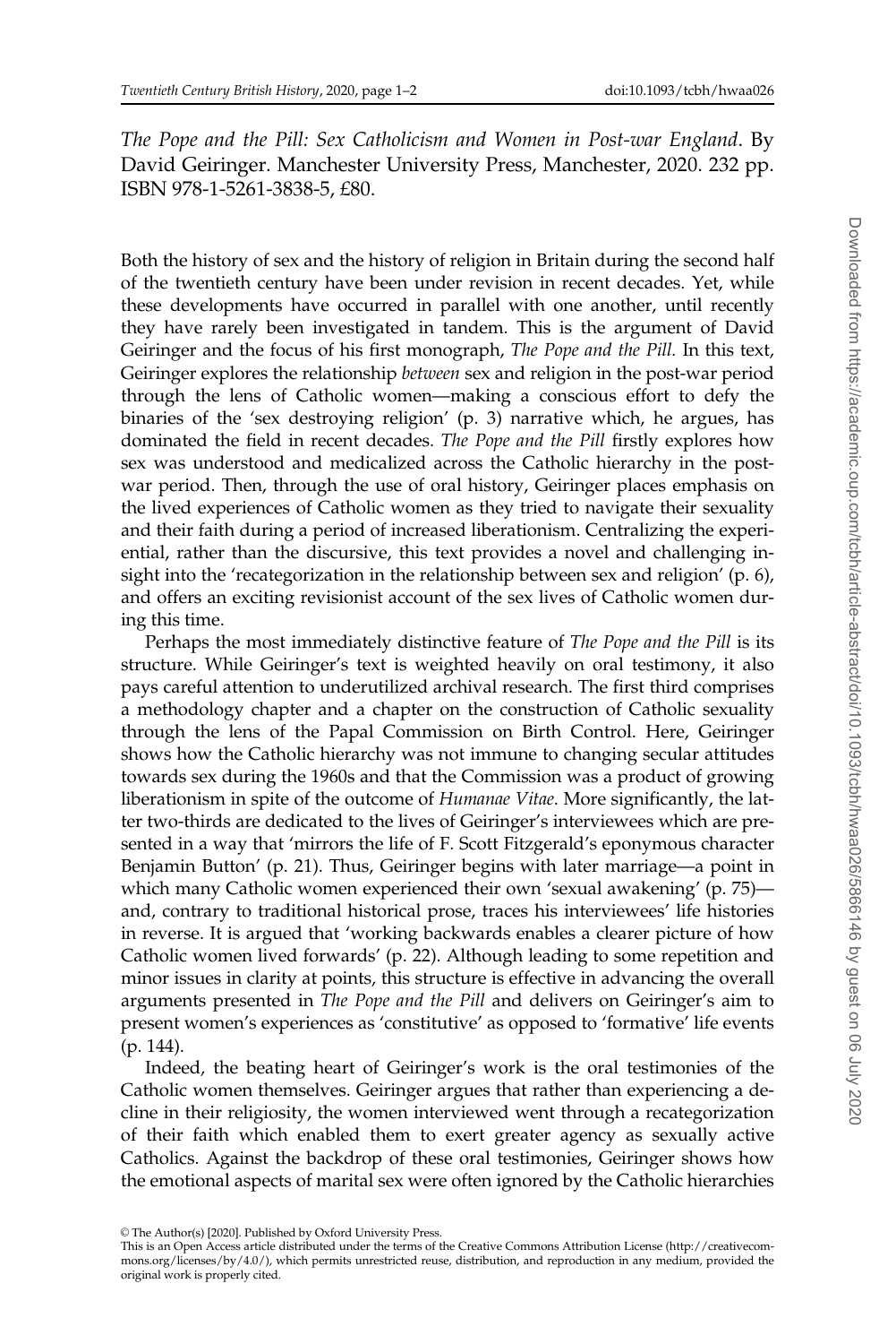*The Pope and the Pill: Sex Catholicism and Women in Post-war England*. By David Geiringer. Manchester University Press, Manchester, 2020. 232 pp. ISBN 978-1-5261-3838-5, £80.

Both the history of sex and the history of religion in Britain during the second half of the twentieth century have been under revision in recent decades. Yet, while these developments have occurred in parallel with one another, until recently they have rarely been investigated in tandem. This is the argument of David Geiringer and the focus of his first monograph, *The Pope and the Pill.* In this text, Geiringer explores the relationship *between* sex and religion in the post-war period through the lens of Catholic women—making a conscious effort to defy the binaries of the 'sex destroying religion' (p. 3) narrative which, he argues, has dominated the field in recent decades. *The Pope and the Pill* firstly explores how sex was understood and medicalized across the Catholic hierarchy in the post-war period. Then, through the use of oral history, Geiringer places emphasis on the lived experiences of Catholic women as they tried to navigate their sexuality and their faith during a period of increased liberationism. Centralizing the experiential, rather than the discursive, this text provides a novel and challenging insight into the 'recategorization in the relationship between sex and religion' (p. 6), and offers an exciting revisionist account of the sex lives of Catholic women during this time.

Perhaps the most immediately distinctive feature of *The Pope and the Pill* is its structure. While Geiringer's text is weighted heavily on oral testimony, it also pays careful attention to underutilized archival research. The first third comprises a methodology chapter and a chapter on the construction of Catholic sexuality through the lens of the Papal Commission on Birth Control. Here, Geiringer shows how the Catholic hierarchy was not immune to changing secular attitudes towards sex during the 1960s and that the Commission was a product of growing liberationism in spite of the outcome of *Humanae Vitae*. More significantly, the latter two-thirds are dedicated to the lives of Geiringer's interviewees which are presented in a way that 'mirrors the life of F. Scott Fitzgerald's eponymous character Benjamin Button' (p. 21). Thus, Geiringer begins with later marriage—a point in which many Catholic women experienced their own 'sexual awakening' (p. 75)—and, contrary to traditional historical prose, traces his interviewees' life histories in reverse. It is argued that 'working backwards enables a clearer picture of how Catholic women lived forwards' (p. 22). Although leading to some repetition and minor issues in clarity at points, this structure is effective in advancing the overall arguments presented in *The Pope and the Pill* and delivers on Geiringer's aim to present women's experiences as 'constitutive' as opposed to 'formative' life events (p. 144).

Indeed, the beating heart of Geiringer's work is the oral testimonies of the Catholic women themselves. Geiringer argues that rather than experiencing a decline in their religiosity, the women interviewed went through a recategorization of their faith which enabled them to exert greater agency as sexually active Catholics. Against the backdrop of these oral testimonies, Geiringer shows how the emotional aspects of marital sex were often ignored by the Catholic hierarchies

© The Author(s) [2020]. Published by Oxford University Press.
This is an Open Access article distributed under the terms of the Creative Commons Attribution License (http://creativecommons.org/licenses/by/4.0/), which permits unrestricted reuse, distribution, and reproduction in any medium, provided the original work is properly cited.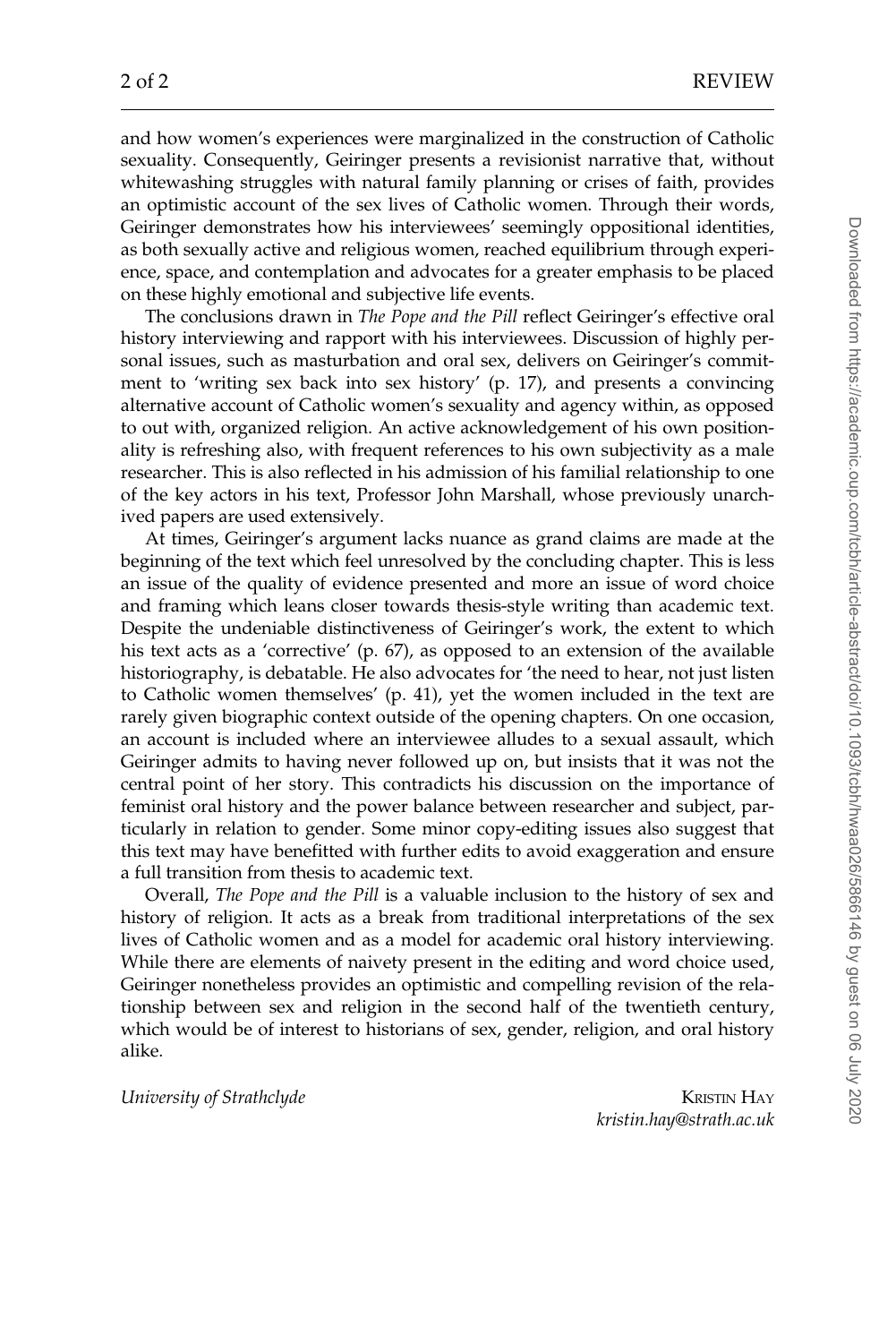and how women's experiences were marginalized in the construction of Catholic sexuality. Consequently, Geiringer presents a revisionist narrative that, without whitewashing struggles with natural family planning or crises of faith, provides an optimistic account of the sex lives of Catholic women. Through their words, Geiringer demonstrates how his interviewees' seemingly oppositional identities, as both sexually active and religious women, reached equilibrium through experience, space, and contemplation and advocates for a greater emphasis to be placed on these highly emotional and subjective life events.

The conclusions drawn in *The Pope and the Pill* reflect Geiringer's effective oral history interviewing and rapport with his interviewees. Discussion of highly personal issues, such as masturbation and oral sex, delivers on Geiringer's commitment to 'writing sex back into sex history' (p. 17), and presents a convincing alternative account of Catholic women's sexuality and agency within, as opposed to out with, organized religion. An active acknowledgement of his own positionality is refreshing also, with frequent references to his own subjectivity as a male researcher. This is also reflected in his admission of his familial relationship to one of the key actors in his text, Professor John Marshall, whose previously unarchived papers are used extensively.

At times, Geiringer's argument lacks nuance as grand claims are made at the beginning of the text which feel unresolved by the concluding chapter. This is less an issue of the quality of evidence presented and more an issue of word choice and framing which leans closer towards thesis-style writing than academic text. Despite the undeniable distinctiveness of Geiringer's work, the extent to which his text acts as a 'corrective' (p. 67), as opposed to an extension of the available historiography, is debatable. He also advocates for 'the need to hear, not just listen to Catholic women themselves' (p. 41), yet the women included in the text are rarely given biographic context outside of the opening chapters. On one occasion, an account is included where an interviewee alludes to a sexual assault, which Geiringer admits to having never followed up on, but insists that it was not the central point of her story. This contradicts his discussion on the importance of feminist oral history and the power balance between researcher and subject, particularly in relation to gender. Some minor copy-editing issues also suggest that this text may have benefitted with further edits to avoid exaggeration and ensure a full transition from thesis to academic text.

Overall, *The Pope and the Pill* is a valuable inclusion to the history of sex and history of religion. It acts as a break from traditional interpretations of the sex lives of Catholic women and as a model for academic oral history interviewing. While there are elements of naivety present in the editing and word choice used, Geiringer nonetheless provides an optimistic and compelling revision of the relationship between sex and religion in the second half of the twentieth century, which would be of interest to historians of sex, gender, religion, and oral history alike.

*University of Strathclyde* — Kristin Hay
*kristin.hay@strath.ac.uk*